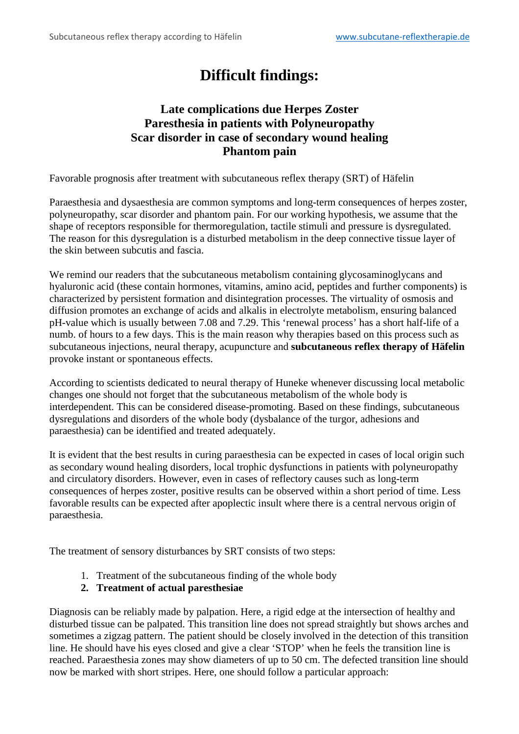# Difficult findings:

## Late complications due Herpes Zoster
## Paresthesia in patients with Polyneuropathy
## Scar disorder in case of secondary wound healing
## Phantom pain

Favorable prognosis after treatment with subcutaneous reflex therapy (SRT) of Häfelin

Paraesthesia and dysaesthesia are common symptoms and long-term consequences of herpes zoster, polyneuropathy, scar disorder and phantom pain. For our working hypothesis, we assume that the shape of receptors responsible for thermoregulation, tactile stimuli and pressure is dysregulated. The reason for this dysregulation is a disturbed metabolism in the deep connective tissue layer of the skin between subcutis and fascia.

We remind our readers that the subcutaneous metabolism containing glycosaminoglycans and hyaluronic acid (these contain hormones, vitamins, amino acid, peptides and further components) is characterized by persistent formation and disintegration processes. The virtuality of osmosis and diffusion promotes an exchange of acids and alkalis in electrolyte metabolism, ensuring balanced pH-value which is usually between 7.08 and 7.29. This 'renewal process' has a short half-life of a numb. of hours to a few days. This is the main reason why therapies based on this process such as subcutaneous injections, neural therapy, acupuncture and **subcutaneous reflex therapy of Häfelin** provoke instant or spontaneous effects.

According to scientists dedicated to neural therapy of Huneke whenever discussing local metabolic changes one should not forget that the subcutaneous metabolism of the whole body is interdependent. This can be considered disease-promoting. Based on these findings, subcutaneous dysregulations and disorders of the whole body (dysbalance of the turgor, adhesions and paraesthesia) can be identified and treated adequately.

It is evident that the best results in curing paraesthesia can be expected in cases of local origin such as secondary wound healing disorders, local trophic dysfunctions in patients with polyneuropathy and circulatory disorders. However, even in cases of reflectory causes such as long-term consequences of herpes zoster, positive results can be observed within a short period of time. Less favorable results can be expected after apoplectic insult where there is a central nervous origin of paraesthesia.

The treatment of sensory disturbances by SRT consists of two steps:

1. Treatment of the subcutaneous finding of the whole body
2. **Treatment of actual paresthesiae**

Diagnosis can be reliably made by palpation. Here, a rigid edge at the intersection of healthy and disturbed tissue can be palpated. This transition line does not spread straightly but shows arches and sometimes a zigzag pattern. The patient should be closely involved in the detection of this transition line. He should have his eyes closed and give a clear 'STOP' when he feels the transition line is reached. Paraesthesia zones may show diameters of up to 50 cm. The defected transition line should now be marked with short stripes. Here, one should follow a particular approach: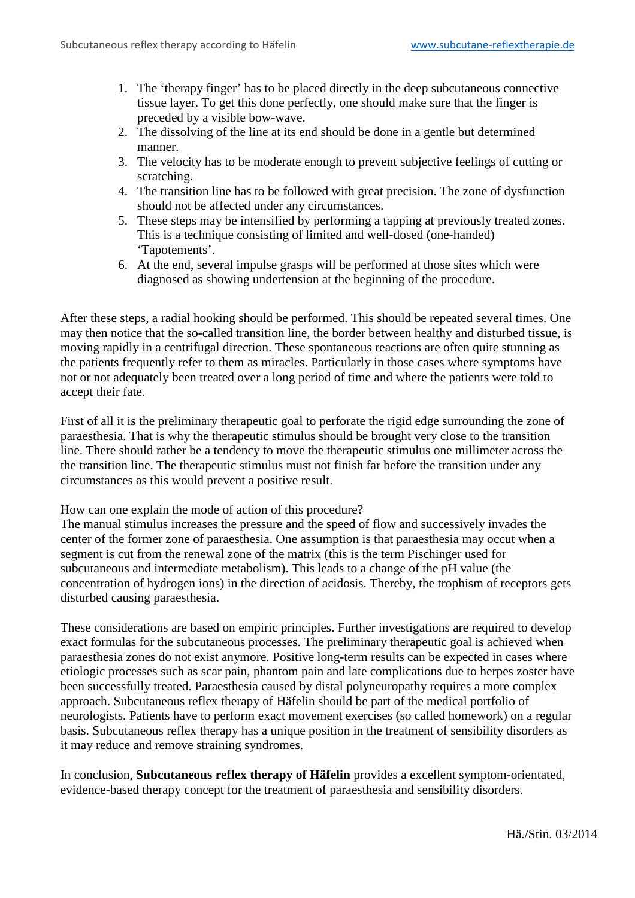1. The 'therapy finger' has to be placed directly in the deep subcutaneous connective tissue layer. To get this done perfectly, one should make sure that the finger is preceded by a visible bow-wave.
2. The dissolving of the line at its end should be done in a gentle but determined manner.
3. The velocity has to be moderate enough to prevent subjective feelings of cutting or scratching.
4. The transition line has to be followed with great precision. The zone of dysfunction should not be affected under any circumstances.
5. These steps may be intensified by performing a tapping at previously treated zones. This is a technique consisting of limited and well-dosed (one-handed) 'Tapotements'.
6. At the end, several impulse grasps will be performed at those sites which were diagnosed as showing undertension at the beginning of the procedure.

After these steps, a radial hooking should be performed. This should be repeated several times. One may then notice that the so-called transition line, the border between healthy and disturbed tissue, is moving rapidly in a centrifugal direction. These spontaneous reactions are often quite stunning as the patients frequently refer to them as miracles. Particularly in those cases where symptoms have not or not adequately been treated over a long period of time and where the patients were told to accept their fate.

First of all it is the preliminary therapeutic goal to perforate the rigid edge surrounding the zone of paraesthesia. That is why the therapeutic stimulus should be brought very close to the transition line. There should rather be a tendency to move the therapeutic stimulus one millimeter across the the transition line. The therapeutic stimulus must not finish far before the transition under any circumstances as this would prevent a positive result.

How can one explain the mode of action of this procedure?
The manual stimulus increases the pressure and the speed of flow and successively invades the center of the former zone of paraesthesia. One assumption is that paraesthesia may occut when a segment is cut from the renewal zone of the matrix (this is the term Pischinger used for subcutaneous and intermediate metabolism). This leads to a change of the pH value (the concentration of hydrogen ions) in the direction of acidosis. Thereby, the trophism of receptors gets disturbed causing paraesthesia.

These considerations are based on empiric principles. Further investigations are required to develop exact formulas for the subcutaneous processes. The preliminary therapeutic goal is achieved when paraesthesia zones do not exist anymore. Positive long-term results can be expected in cases where etiologic processes such as scar pain, phantom pain and late complications due to herpes zoster have been successfully treated. Paraesthesia caused by distal polyneuropathy requires a more complex approach. Subcutaneous reflex therapy of Häfelin should be part of the medical portfolio of neurologists. Patients have to perform exact movement exercises (so called homework) on a regular basis. Subcutaneous reflex therapy has a unique position in the treatment of sensibility disorders as it may reduce and remove straining syndromes.

In conclusion, **Subcutaneous reflex therapy of Häfelin** provides a excellent symptom-orientated, evidence-based therapy concept for the treatment of paraesthesia and sensibility disorders.

Hä./Stin. 03/2014